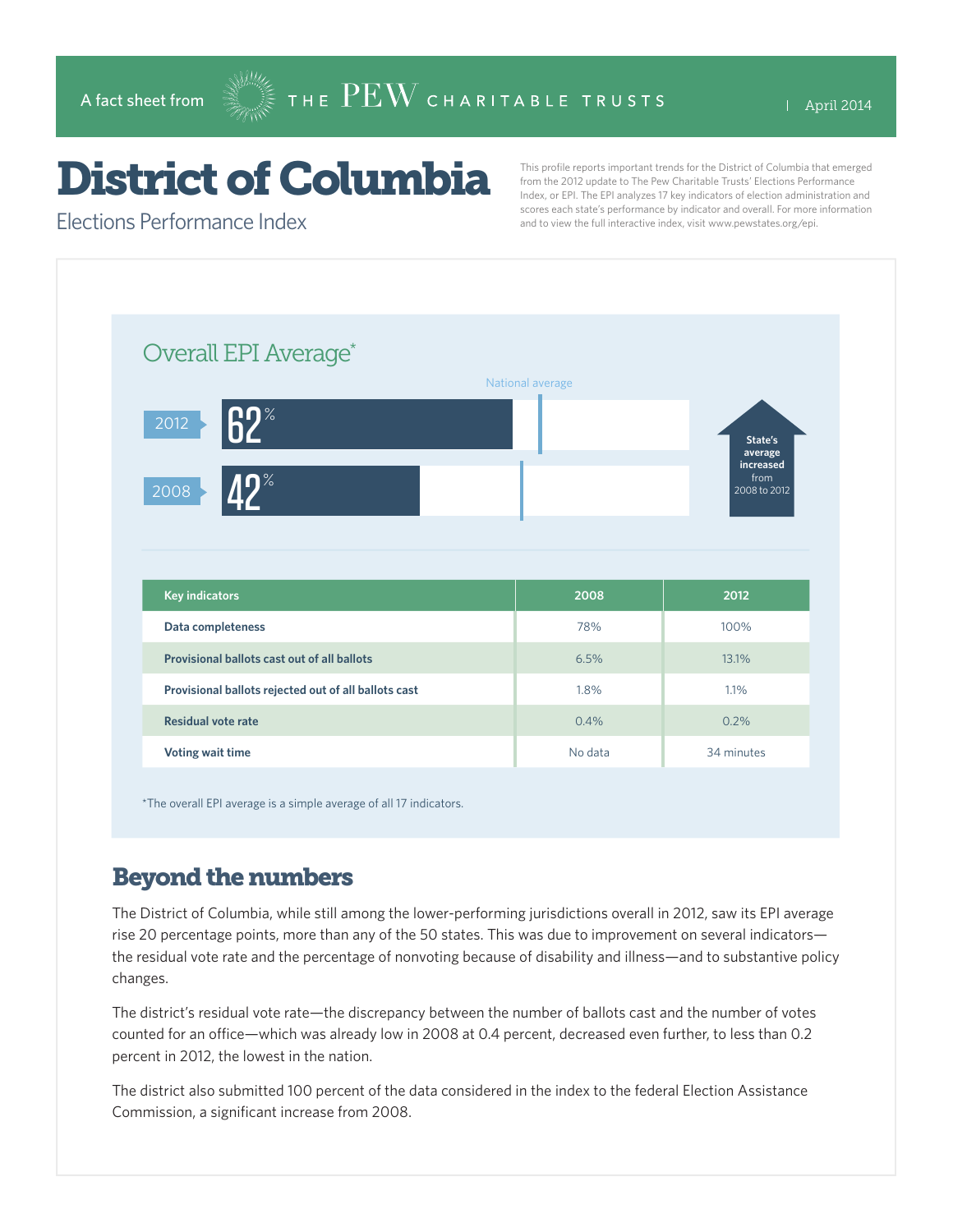A fact sheet from THE PEW CHARITABLE TRUSTS | April 2014

# District of Columbia

## Elections Performance Index

This profile reports important trends for the District of Columbia that emerged from the 2012 update to The Pew Charitable Trusts' Elections Performance Index, or EPI. The EPI analyzes 17 key indicators of election administration and scores each state's performance by indicator and overall. For more information and to view the full interactive index, visit www.pewstates.org/epi.

### Overall EPI Average*

National average

2012: 62%

2008: 42%

State's average increased from 2008 to 2012

| Key indicators | 2008 | 2012 |
|---|---|---|
| Data completeness | 78% | 100% |
| Provisional ballots cast out of all ballots | 6.5% | 13.1% |
| Provisional ballots rejected out of all ballots cast | 1.8% | 1.1% |
| Residual vote rate | 0.4% | 0.2% |
| Voting wait time | No data | 34 minutes |

*The overall EPI average is a simple average of all 17 indicators.

## Beyond the numbers

The District of Columbia, while still among the lower-performing jurisdictions overall in 2012, saw its EPI average rise 20 percentage points, more than any of the 50 states. This was due to improvement on several indicators—the residual vote rate and the percentage of nonvoting because of disability and illness—and to substantive policy changes.

The district's residual vote rate—the discrepancy between the number of ballots cast and the number of votes counted for an office—which was already low in 2008 at 0.4 percent, decreased even further, to less than 0.2 percent in 2012, the lowest in the nation.

The district also submitted 100 percent of the data considered in the index to the federal Election Assistance Commission, a significant increase from 2008.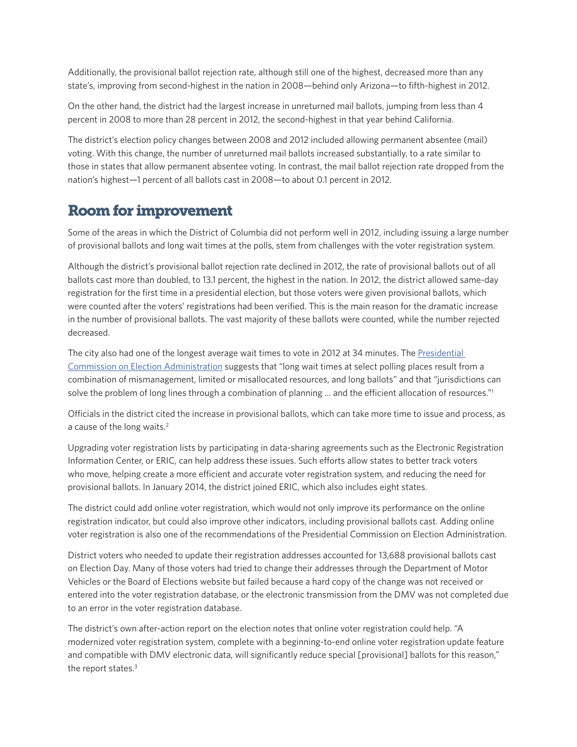Additionally, the provisional ballot rejection rate, although still one of the highest, decreased more than any state's, improving from second-highest in the nation in 2008—behind only Arizona—to fifth-highest in 2012.

On the other hand, the district had the largest increase in unreturned mail ballots, jumping from less than 4 percent in 2008 to more than 28 percent in 2012, the second-highest in that year behind California.

The district's election policy changes between 2008 and 2012 included allowing permanent absentee (mail) voting. With this change, the number of unreturned mail ballots increased substantially, to a rate similar to those in states that allow permanent absentee voting. In contrast, the mail ballot rejection rate dropped from the nation's highest—1 percent of all ballots cast in 2008—to about 0.1 percent in 2012.

## Room for improvement

Some of the areas in which the District of Columbia did not perform well in 2012, including issuing a large number of provisional ballots and long wait times at the polls, stem from challenges with the voter registration system.

Although the district's provisional ballot rejection rate declined in 2012, the rate of provisional ballots out of all ballots cast more than doubled, to 13.1 percent, the highest in the nation. In 2012, the district allowed same-day registration for the first time in a presidential election, but those voters were given provisional ballots, which were counted after the voters' registrations had been verified. This is the main reason for the dramatic increase in the number of provisional ballots. The vast majority of these ballots were counted, while the number rejected decreased.

The city also had one of the longest average wait times to vote in 2012 at 34 minutes. The Presidential Commission on Election Administration suggests that "long wait times at select polling places result from a combination of mismanagement, limited or misallocated resources, and long ballots" and that "jurisdictions can solve the problem of long lines through a combination of planning ... and the efficient allocation of resources."[1]

Officials in the district cited the increase in provisional ballots, which can take more time to issue and process, as a cause of the long waits.[2]

Upgrading voter registration lists by participating in data-sharing agreements such as the Electronic Registration Information Center, or ERIC, can help address these issues. Such efforts allow states to better track voters who move, helping create a more efficient and accurate voter registration system, and reducing the need for provisional ballots. In January 2014, the district joined ERIC, which also includes eight states.

The district could add online voter registration, which would not only improve its performance on the online registration indicator, but could also improve other indicators, including provisional ballots cast. Adding online voter registration is also one of the recommendations of the Presidential Commission on Election Administration.

District voters who needed to update their registration addresses accounted for 13,688 provisional ballots cast on Election Day. Many of those voters had tried to change their addresses through the Department of Motor Vehicles or the Board of Elections website but failed because a hard copy of the change was not received or entered into the voter registration database, or the electronic transmission from the DMV was not completed due to an error in the voter registration database.

The district's own after-action report on the election notes that online voter registration could help. "A modernized voter registration system, complete with a beginning-to-end online voter registration update feature and compatible with DMV electronic data, will significantly reduce special [provisional] ballots for this reason," the report states.[3]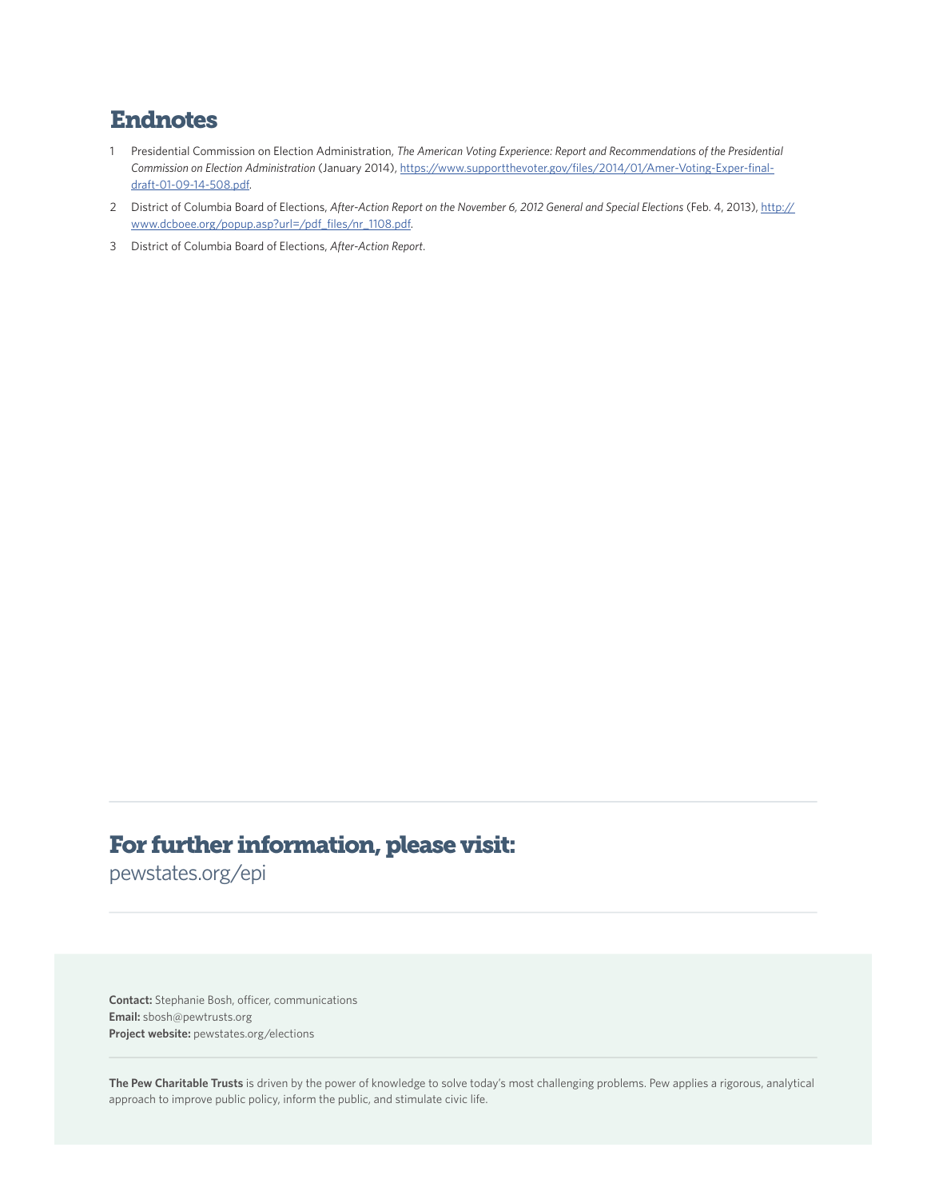## Endnotes

1. Presidential Commission on Election Administration, *The American Voting Experience: Report and Recommendations of the Presidential Commission on Election Administration* (January 2014), https://www.supportthevoter.gov/files/2014/01/Amer-Voting-Exper-final-draft-01-09-14-508.pdf.
2. District of Columbia Board of Elections, *After-Action Report on the November 6, 2012 General and Special Elections* (Feb. 4, 2013), http://www.dcboee.org/popup.asp?url=/pdf_files/nr_1108.pdf.
3. District of Columbia Board of Elections, *After-Action Report*.

## For further information, please visit:

pewstates.org/epi

**Contact:** Stephanie Bosh, officer, communications
**Email:** sbosh@pewtrusts.org
**Project website:** pewstates.org/elections

**The Pew Charitable Trusts** is driven by the power of knowledge to solve today's most challenging problems. Pew applies a rigorous, analytical approach to improve public policy, inform the public, and stimulate civic life.